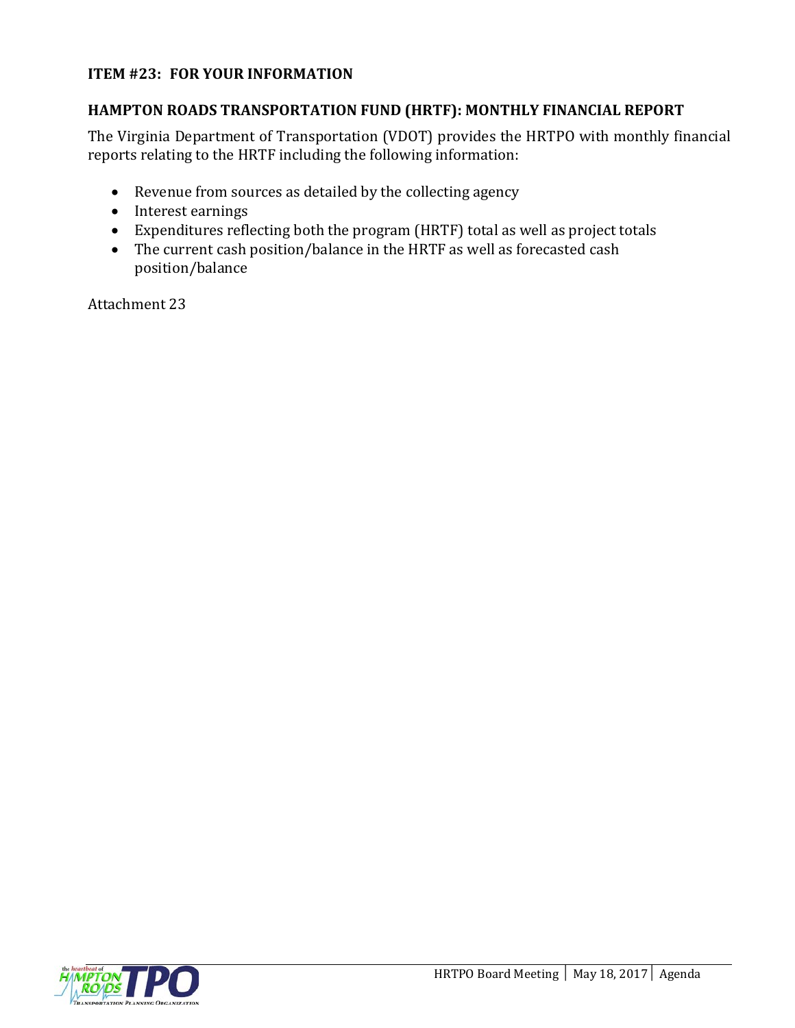**ITEM #23: FOR YOUR INFORMATION**

## HAMPTON ROADS TRANSPORTATION FUND (HRTF): MONTHLY FINANCIAL REPORT

The Virginia Department of Transportation (VDOT) provides the HRTPO with monthly financial reports relating to the HRTF including the following information:

- Revenue from sources as detailed by the collecting agency
- Interest earnings
- Expenditures reflecting both the program (HRTF) total as well as project totals
- The current cash position/balance in the HRTF as well as forecasted cash position/balance

Attachment 23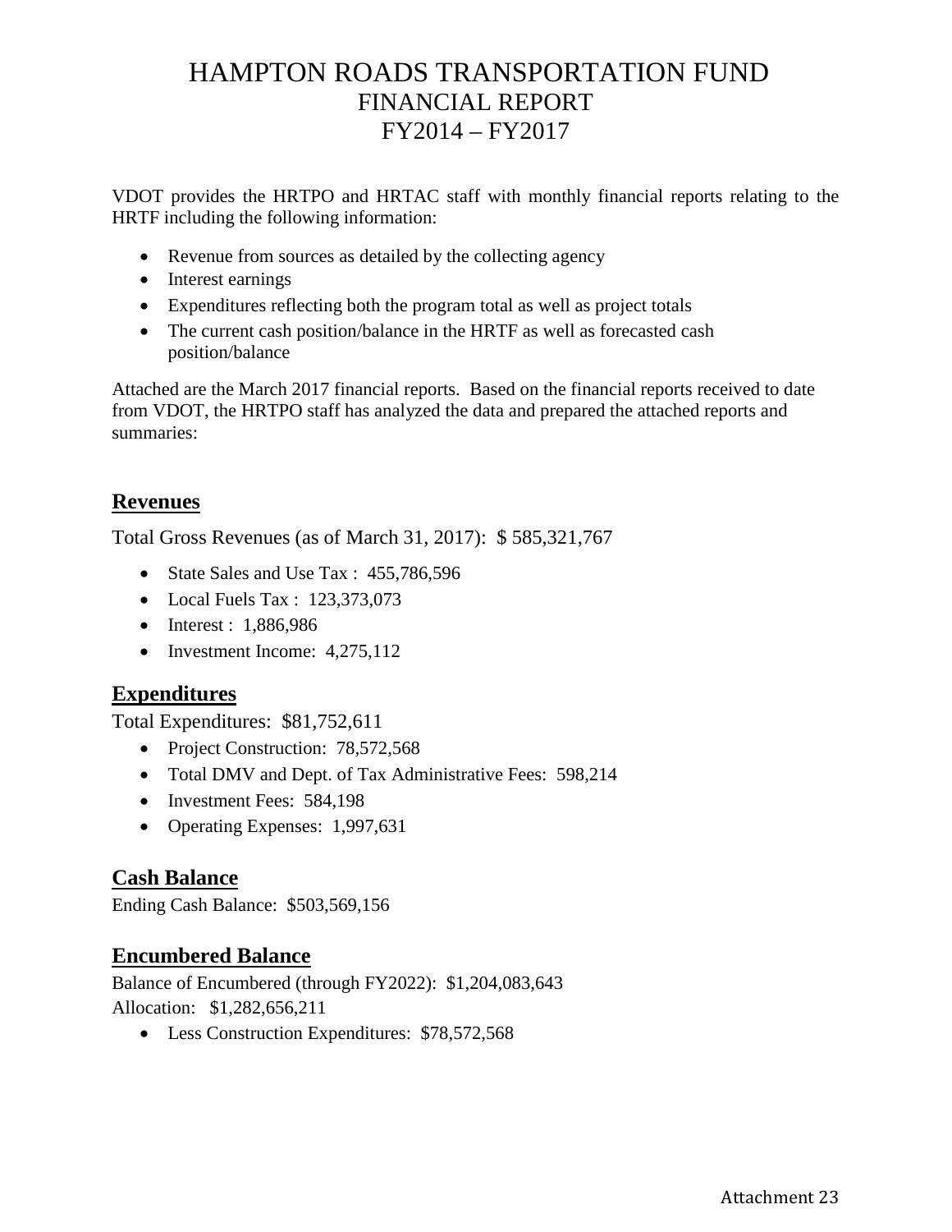# HAMPTON ROADS TRANSPORTATION FUND
## FINANCIAL REPORT
## FY2014 – FY2017

VDOT provides the HRTPO and HRTAC staff with monthly financial reports relating to the HRTF including the following information:

- Revenue from sources as detailed by the collecting agency
- Interest earnings
- Expenditures reflecting both the program total as well as project totals
- The current cash position/balance in the HRTF as well as forecasted cash position/balance

Attached are the March 2017 financial reports. Based on the financial reports received to date from VDOT, the HRTPO staff has analyzed the data and prepared the attached reports and summaries:

## Revenues

Total Gross Revenues (as of March 31, 2017): $ 585,321,767

- State Sales and Use Tax : 455,786,596
- Local Fuels Tax : 123,373,073
- Interest : 1,886,986
- Investment Income: 4,275,112

## Expenditures

Total Expenditures: $81,752,611

- Project Construction: 78,572,568
- Total DMV and Dept. of Tax Administrative Fees: 598,214
- Investment Fees: 584,198
- Operating Expenses: 1,997,631

## Cash Balance

Ending Cash Balance: $503,569,156

## Encumbered Balance

Balance of Encumbered (through FY2022): $1,204,083,643

Allocation: $1,282,656,211

- Less Construction Expenditures: $78,572,568

Attachment 23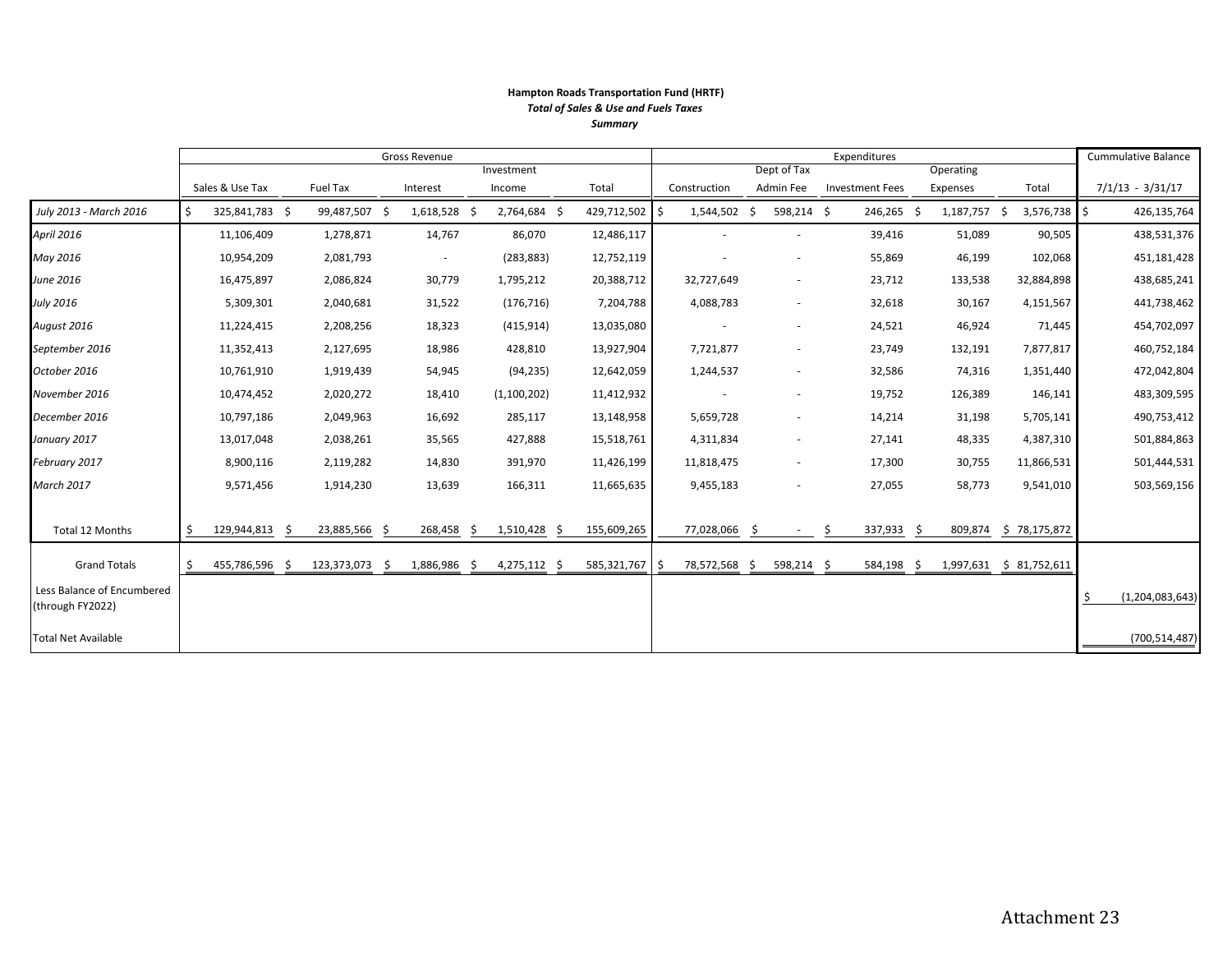**Hampton Roads Transportation Fund (HRTF)**

***Total of Sales & Use and Fuels Taxes***

***Summary***

| | Gross Revenue | | | | | Expenditures | | | | | Cummulative Balance |
|---|---|---|---|---|---|---|---|---|---|---|---|
| | Sales & Use Tax | Fuel Tax | Interest | Investment Income | Total | Construction | Dept of Tax Admin Fee | Investment Fees | Operating Expenses | Total | 7/1/13 - 3/31/17 |
| *July 2013 - March 2016* | $ 325,841,783 | $ 99,487,507 | $ 1,618,528 | $ 2,764,684 | $ 429,712,502 | $ 1,544,502 | $ 598,214 | $ 246,265 | $ 1,187,757 | $ 3,576,738 | $ 426,135,764 |
| *April 2016* | 11,106,409 | 1,278,871 | 14,767 | 86,070 | 12,486,117 | - | - | 39,416 | 51,089 | 90,505 | 438,531,376 |
| *May 2016* | 10,954,209 | 2,081,793 | - | (283,883) | 12,752,119 | - | - | 55,869 | 46,199 | 102,068 | 451,181,428 |
| *June 2016* | 16,475,897 | 2,086,824 | 30,779 | 1,795,212 | 20,388,712 | 32,727,649 | - | 23,712 | 133,538 | 32,884,898 | 438,685,241 |
| *July 2016* | 5,309,301 | 2,040,681 | 31,522 | (176,716) | 7,204,788 | 4,088,783 | - | 32,618 | 30,167 | 4,151,567 | 441,738,462 |
| *August 2016* | 11,224,415 | 2,208,256 | 18,323 | (415,914) | 13,035,080 | - | - | 24,521 | 46,924 | 71,445 | 454,702,097 |
| *September 2016* | 11,352,413 | 2,127,695 | 18,986 | 428,810 | 13,927,904 | 7,721,877 | - | 23,749 | 132,191 | 7,877,817 | 460,752,184 |
| *October 2016* | 10,761,910 | 1,919,439 | 54,945 | (94,235) | 12,642,059 | 1,244,537 | - | 32,586 | 74,316 | 1,351,440 | 472,042,804 |
| *November 2016* | 10,474,452 | 2,020,272 | 18,410 | (1,100,202) | 11,412,932 | - | - | 19,752 | 126,389 | 146,141 | 483,309,595 |
| *December 2016* | 10,797,186 | 2,049,963 | 16,692 | 285,117 | 13,148,958 | 5,659,728 | - | 14,214 | 31,198 | 5,705,141 | 490,753,412 |
| *January 2017* | 13,017,048 | 2,038,261 | 35,565 | 427,888 | 15,518,761 | 4,311,834 | - | 27,141 | 48,335 | 4,387,310 | 501,884,863 |
| *February 2017* | 8,900,116 | 2,119,282 | 14,830 | 391,970 | 11,426,199 | 11,818,475 | - | 17,300 | 30,755 | 11,866,531 | 501,444,531 |
| *March 2017* | 9,571,456 | 1,914,230 | 13,639 | 166,311 | 11,665,635 | 9,455,183 | - | 27,055 | 58,773 | 9,541,010 | 503,569,156 |
| Total 12 Months | $ 129,944,813 | $ 23,885,566 | $ 268,458 | $ 1,510,428 | $ 155,609,265 | 77,028,066 | $ - | $ 337,933 | $ 809,874 | $ 78,175,872 | |
| Grand Totals | $ 455,786,596 | $ 123,373,073 | $ 1,886,986 | $ 4,275,112 | $ 585,321,767 | $ 78,572,568 | $ 598,214 | $ 584,198 | $ 1,997,631 | $ 81,752,611 | |
| Less Balance of Encumbered (through FY2022) | | | | | | | | | | | $ (1,204,083,643) |
| Total Net Available | | | | | | | | | | | (700,514,487) |

Attachment 23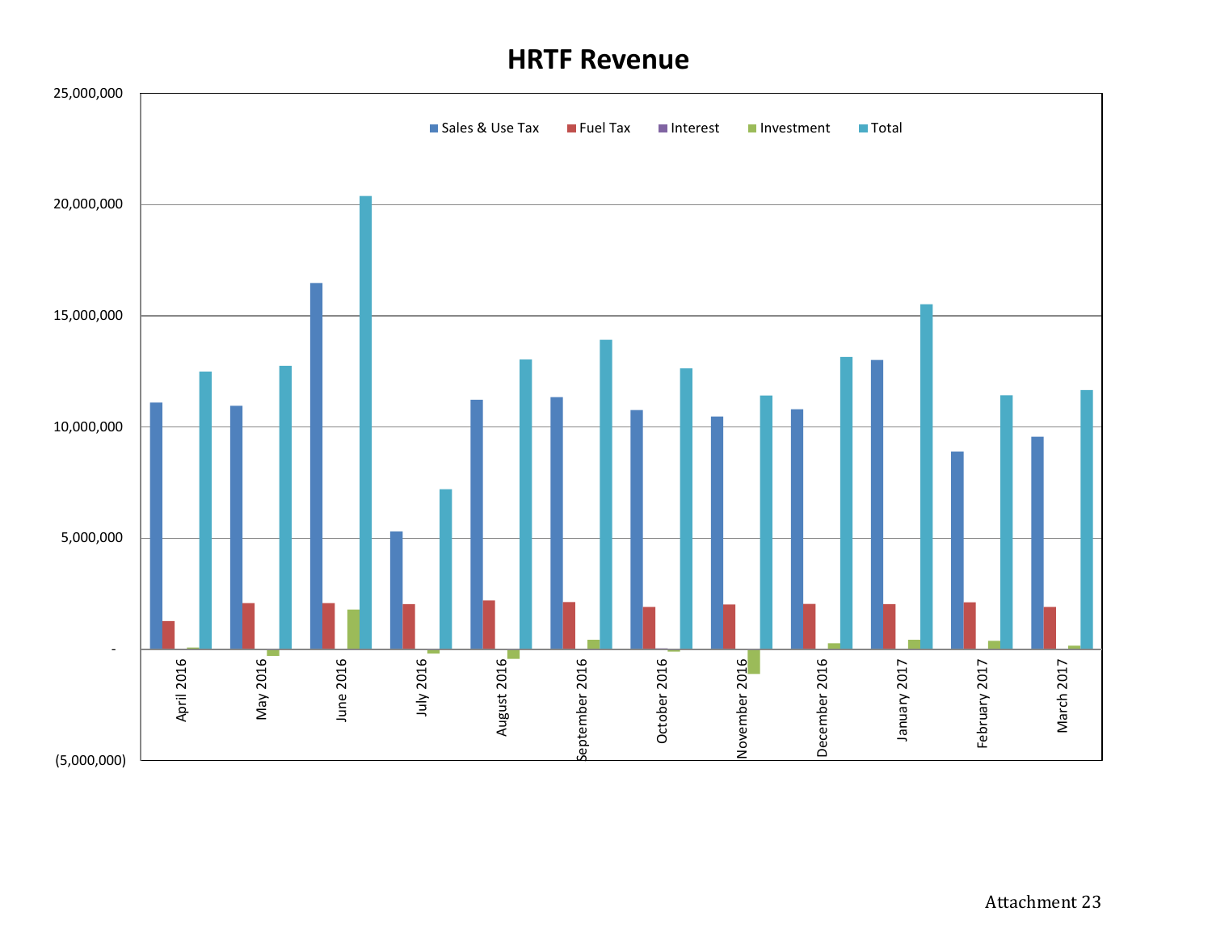# HRTF Revenue

Sales & Use Tax | Fuel Tax | Interest | Investment | Total

25,000,000
20,000,000
15,000,000
10,000,000
5,000,000
-
(5,000,000)

April 2016 | May 2016 | June 2016 | July 2016 | August 2016 | September 2016 | October 2016 | November 2016 | December 2016 | January 2017 | February 2017 | March 2017

Attachment 23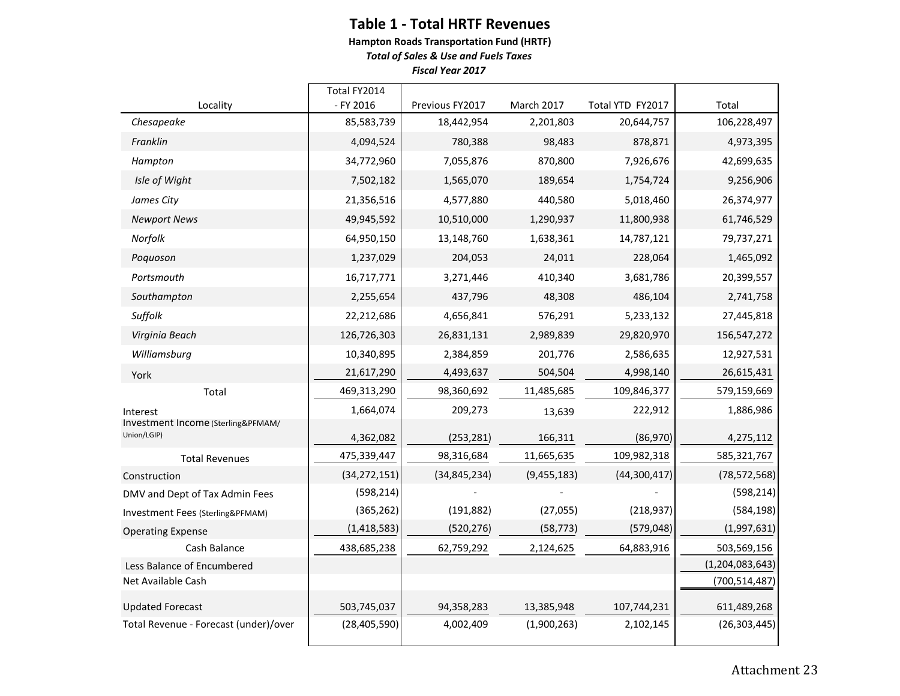# Table 1 - Total HRTF Revenues

**Hampton Roads Transportation Fund (HRTF)**

***Total of Sales & Use and Fuels Taxes***

***Fiscal Year 2017***

| Locality | Total FY2014 - FY 2016 | Previous FY2017 | March 2017 | Total YTD FY2017 | Total |
|---|---|---|---|---|---|
| *Chesapeake* | 85,583,739 | 18,442,954 | 2,201,803 | 20,644,757 | 106,228,497 |
| *Franklin* | 4,094,524 | 780,388 | 98,483 | 878,871 | 4,973,395 |
| *Hampton* | 34,772,960 | 7,055,876 | 870,800 | 7,926,676 | 42,699,635 |
| *Isle of Wight* | 7,502,182 | 1,565,070 | 189,654 | 1,754,724 | 9,256,906 |
| *James City* | 21,356,516 | 4,577,880 | 440,580 | 5,018,460 | 26,374,977 |
| *Newport News* | 49,945,592 | 10,510,000 | 1,290,937 | 11,800,938 | 61,746,529 |
| *Norfolk* | 64,950,150 | 13,148,760 | 1,638,361 | 14,787,121 | 79,737,271 |
| *Poquoson* | 1,237,029 | 204,053 | 24,011 | 228,064 | 1,465,092 |
| *Portsmouth* | 16,717,771 | 3,271,446 | 410,340 | 3,681,786 | 20,399,557 |
| *Southampton* | 2,255,654 | 437,796 | 48,308 | 486,104 | 2,741,758 |
| *Suffolk* | 22,212,686 | 4,656,841 | 576,291 | 5,233,132 | 27,445,818 |
| *Virginia Beach* | 126,726,303 | 26,831,131 | 2,989,839 | 29,820,970 | 156,547,272 |
| *Williamsburg* | 10,340,895 | 2,384,859 | 201,776 | 2,586,635 | 12,927,531 |
| York | 21,617,290 | 4,493,637 | 504,504 | 4,998,140 | 26,615,431 |
| Total | 469,313,290 | 98,360,692 | 11,485,685 | 109,846,377 | 579,159,669 |
| Interest | 1,664,074 | 209,273 | 13,639 | 222,912 | 1,886,986 |
| Investment Income (Sterling&PFMAM/ Union/LGIP) | 4,362,082 | (253,281) | 166,311 | (86,970) | 4,275,112 |
| Total Revenues | 475,339,447 | 98,316,684 | 11,665,635 | 109,982,318 | 585,321,767 |
| Construction | (34,272,151) | (34,845,234) | (9,455,183) | (44,300,417) | (78,572,568) |
| DMV and Dept of Tax Admin Fees | (598,214) | - | - | - | (598,214) |
| Investment Fees (Sterling&PFMAM) | (365,262) | (191,882) | (27,055) | (218,937) | (584,198) |
| Operating Expense | (1,418,583) | (520,276) | (58,773) | (579,048) | (1,997,631) |
| Cash Balance | 438,685,238 | 62,759,292 | 2,124,625 | 64,883,916 | 503,569,156 |
| Less Balance of Encumbered | | | | | (1,204,083,643) |
| Net Available Cash | | | | | (700,514,487) |
| Updated Forecast | 503,745,037 | 94,358,283 | 13,385,948 | 107,744,231 | 611,489,268 |
| Total Revenue - Forecast (under)/over | (28,405,590) | 4,002,409 | (1,900,263) | 2,102,145 | (26,303,445) |

Attachment 23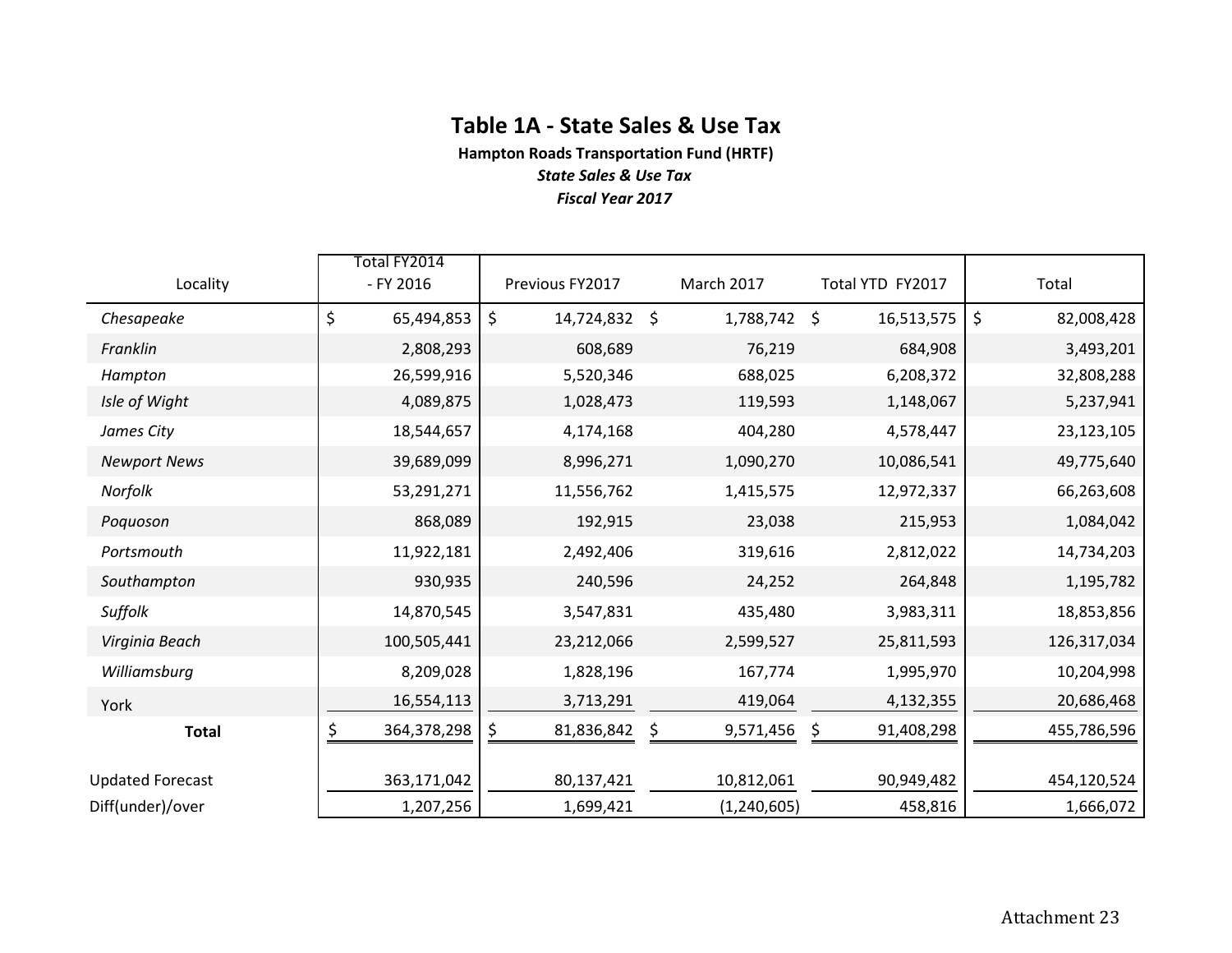# Table 1A - State Sales & Use Tax

**Hampton Roads Transportation Fund (HRTF)**

***State Sales & Use Tax***

***Fiscal Year 2017***

| Locality | Total FY2014 - FY 2016 | Previous FY2017 | March 2017 | Total YTD FY2017 | Total |
|---|---|---|---|---|---|
| *Chesapeake* | $ 65,494,853 | $ 14,724,832 | $ 1,788,742 | $ 16,513,575 | $ 82,008,428 |
| *Franklin* | 2,808,293 | 608,689 | 76,219 | 684,908 | 3,493,201 |
| *Hampton* | 26,599,916 | 5,520,346 | 688,025 | 6,208,372 | 32,808,288 |
| *Isle of Wight* | 4,089,875 | 1,028,473 | 119,593 | 1,148,067 | 5,237,941 |
| *James City* | 18,544,657 | 4,174,168 | 404,280 | 4,578,447 | 23,123,105 |
| *Newport News* | 39,689,099 | 8,996,271 | 1,090,270 | 10,086,541 | 49,775,640 |
| *Norfolk* | 53,291,271 | 11,556,762 | 1,415,575 | 12,972,337 | 66,263,608 |
| *Poquoson* | 868,089 | 192,915 | 23,038 | 215,953 | 1,084,042 |
| *Portsmouth* | 11,922,181 | 2,492,406 | 319,616 | 2,812,022 | 14,734,203 |
| *Southampton* | 930,935 | 240,596 | 24,252 | 264,848 | 1,195,782 |
| *Suffolk* | 14,870,545 | 3,547,831 | 435,480 | 3,983,311 | 18,853,856 |
| *Virginia Beach* | 100,505,441 | 23,212,066 | 2,599,527 | 25,811,593 | 126,317,034 |
| *Williamsburg* | 8,209,028 | 1,828,196 | 167,774 | 1,995,970 | 10,204,998 |
| York | 16,554,113 | 3,713,291 | 419,064 | 4,132,355 | 20,686,468 |
| **Total** | $ 364,378,298 | $ 81,836,842 | $ 9,571,456 | $ 91,408,298 | 455,786,596 |
| Updated Forecast | 363,171,042 | 80,137,421 | 10,812,061 | 90,949,482 | 454,120,524 |
| Diff(under)/over | 1,207,256 | 1,699,421 | (1,240,605) | 458,816 | 1,666,072 |

Attachment 23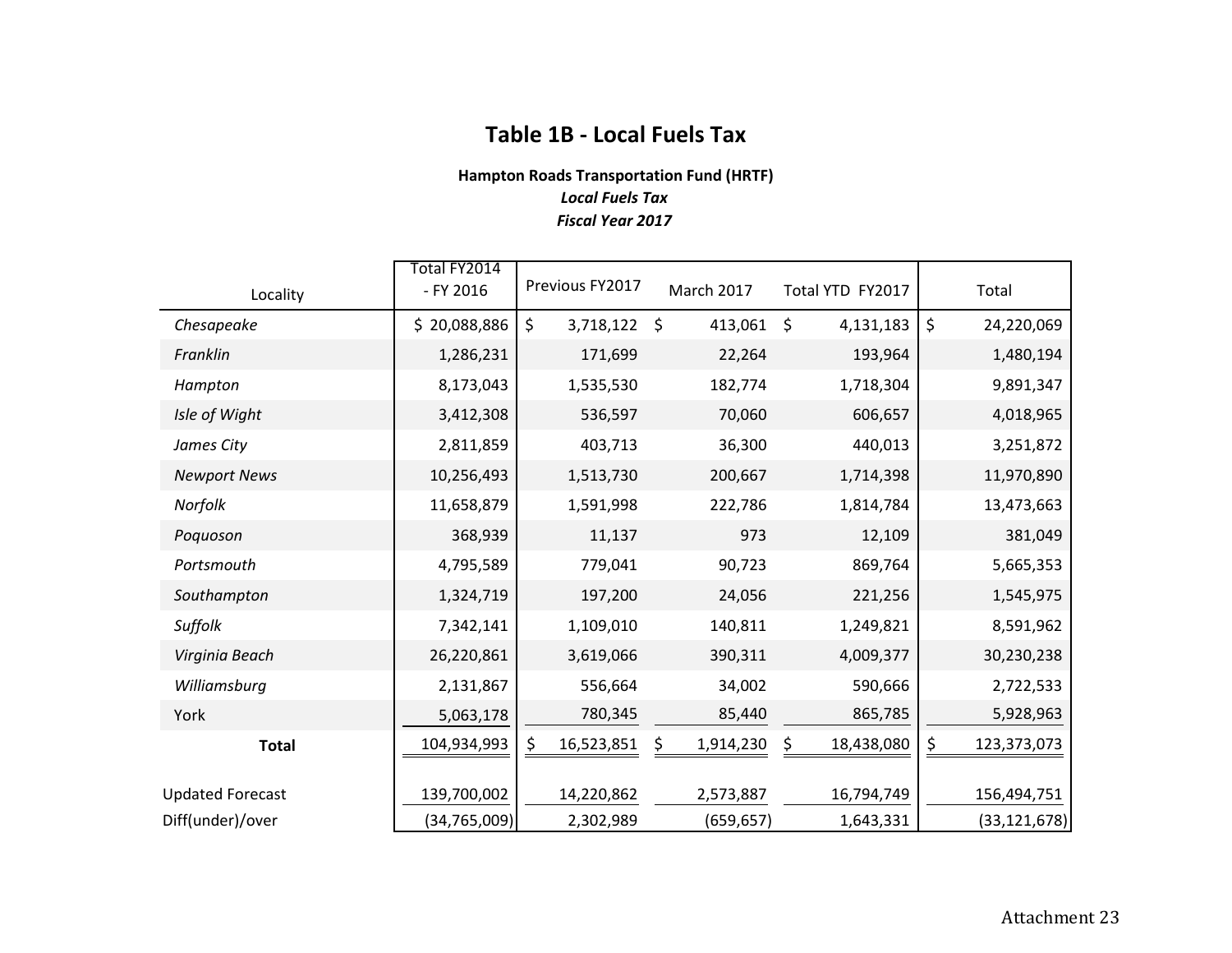## Table 1B - Local Fuels Tax

**Hampton Roads Transportation Fund (HRTF)**
***Local Fuels Tax***
***Fiscal Year 2017***

| Locality | Total FY2014 - FY 2016 | Previous FY2017 | March 2017 | Total YTD FY2017 | Total |
|---|---|---|---|---|---|
| *Chesapeake* | $ 20,088,886 | $ 3,718,122 | $ 413,061 | $ 4,131,183 | $ 24,220,069 |
| *Franklin* | 1,286,231 | 171,699 | 22,264 | 193,964 | 1,480,194 |
| *Hampton* | 8,173,043 | 1,535,530 | 182,774 | 1,718,304 | 9,891,347 |
| *Isle of Wight* | 3,412,308 | 536,597 | 70,060 | 606,657 | 4,018,965 |
| *James City* | 2,811,859 | 403,713 | 36,300 | 440,013 | 3,251,872 |
| *Newport News* | 10,256,493 | 1,513,730 | 200,667 | 1,714,398 | 11,970,890 |
| *Norfolk* | 11,658,879 | 1,591,998 | 222,786 | 1,814,784 | 13,473,663 |
| *Poquoson* | 368,939 | 11,137 | 973 | 12,109 | 381,049 |
| *Portsmouth* | 4,795,589 | 779,041 | 90,723 | 869,764 | 5,665,353 |
| *Southampton* | 1,324,719 | 197,200 | 24,056 | 221,256 | 1,545,975 |
| *Suffolk* | 7,342,141 | 1,109,010 | 140,811 | 1,249,821 | 8,591,962 |
| *Virginia Beach* | 26,220,861 | 3,619,066 | 390,311 | 4,009,377 | 30,230,238 |
| *Williamsburg* | 2,131,867 | 556,664 | 34,002 | 590,666 | 2,722,533 |
| York | 5,063,178 | 780,345 | 85,440 | 865,785 | 5,928,963 |
| **Total** | 104,934,993 | $ 16,523,851 | $ 1,914,230 | $ 18,438,080 | $ 123,373,073 |
| Updated Forecast | 139,700,002 | 14,220,862 | 2,573,887 | 16,794,749 | 156,494,751 |
| Diff(under)/over | (34,765,009) | 2,302,989 | (659,657) | 1,643,331 | (33,121,678) |

Attachment 23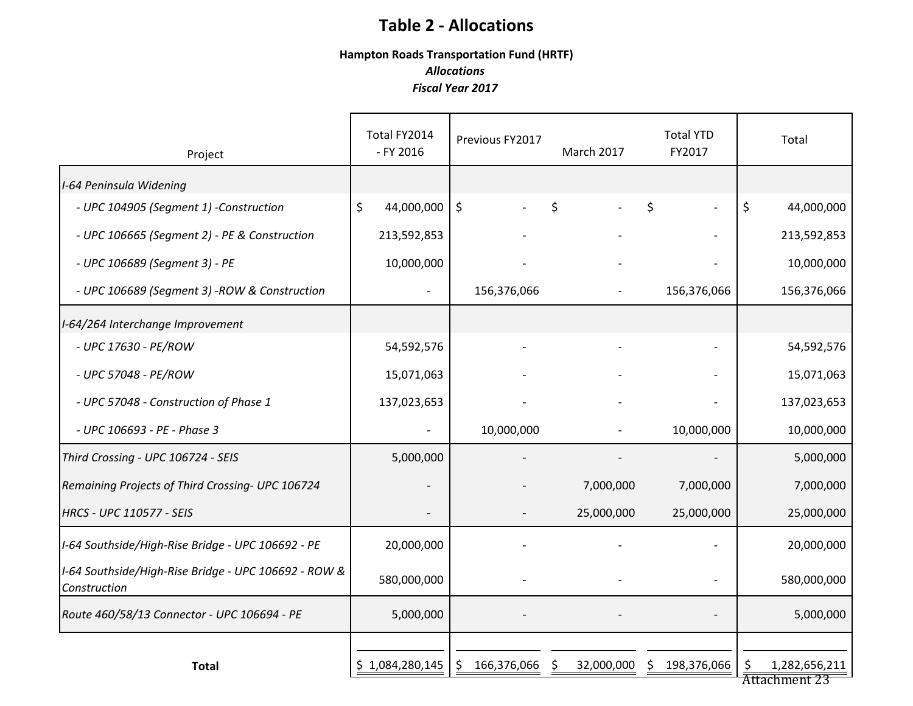# Table 2 - Allocations

**Hampton Roads Transportation Fund (HRTF)**
***Allocations***
***Fiscal Year 2017***

| Project | Total FY2014 - FY 2016 | Previous FY2017 | March 2017 | Total YTD FY2017 | Total |
|---|---|---|---|---|---|
| *I-64 Peninsula Widening* | | | | | |
| *- UPC 104905 (Segment 1) -Construction* | $ 44,000,000 | $ - | $ - | $ - | $ 44,000,000 |
| *- UPC 106665 (Segment 2) - PE & Construction* | 213,592,853 | - | - | - | 213,592,853 |
| *- UPC 106689 (Segment 3) - PE* | 10,000,000 | - | - | - | 10,000,000 |
| *- UPC 106689 (Segment 3) -ROW & Construction* | - | 156,376,066 | - | 156,376,066 | 156,376,066 |
| *I-64/264 Interchange Improvement* | | | | | |
| *- UPC 17630 - PE/ROW* | 54,592,576 | - | - | - | 54,592,576 |
| *- UPC 57048 - PE/ROW* | 15,071,063 | - | - | - | 15,071,063 |
| *- UPC 57048 - Construction of Phase 1* | 137,023,653 | - | - | - | 137,023,653 |
| *- UPC 106693 - PE - Phase 3* | - | 10,000,000 | - | 10,000,000 | 10,000,000 |
| *Third Crossing - UPC 106724 - SEIS* | 5,000,000 | - | - | - | 5,000,000 |
| *Remaining Projects of Third Crossing- UPC 106724* | - | - | 7,000,000 | 7,000,000 | 7,000,000 |
| *HRCS - UPC 110577 - SEIS* | - | - | 25,000,000 | 25,000,000 | 25,000,000 |
| *I-64 Southside/High-Rise Bridge - UPC 106692 - PE* | 20,000,000 | - | - | - | 20,000,000 |
| *I-64 Southside/High-Rise Bridge - UPC 106692 - ROW & Construction* | 580,000,000 | - | - | - | 580,000,000 |
| *Route 460/58/13 Connector - UPC 106694 - PE* | 5,000,000 | - | - | - | 5,000,000 |
| **Total** | $ 1,084,280,145 | $ 166,376,066 | $ 32,000,000 | $ 198,376,066 | $ 1,282,656,211 |

Attachment 23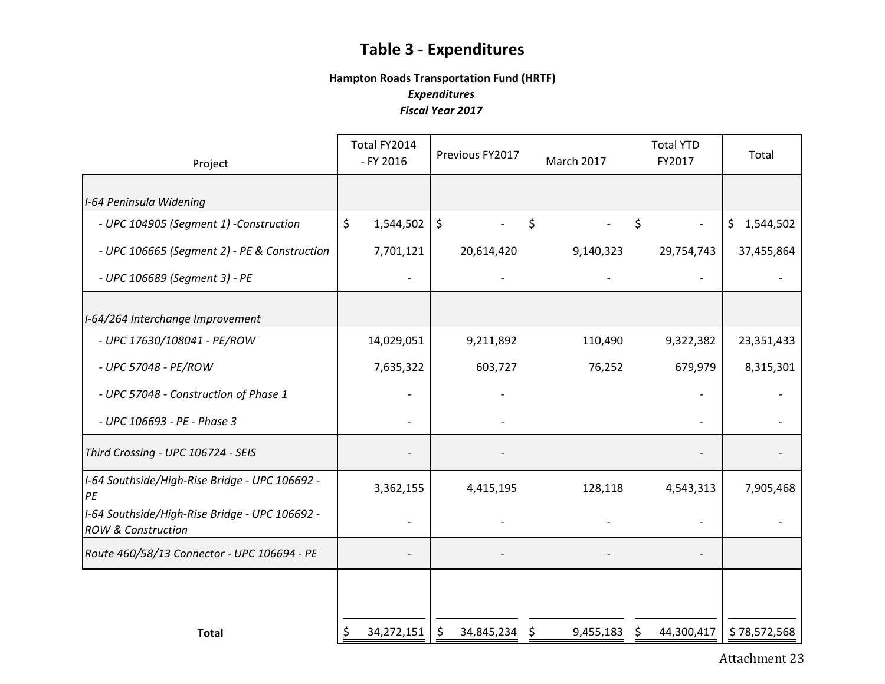# Table 3 - Expenditures

**Hampton Roads Transportation Fund (HRTF)**
***Expenditures***
***Fiscal Year 2017***

| Project | Total FY2014 - FY 2016 | Previous FY2017 | March 2017 | Total YTD FY2017 | Total |
|---|---|---|---|---|---|
| *I-64 Peninsula Widening* | | | | | |
| *- UPC 104905 (Segment 1) -Construction* | $ 1,544,502 | $ - | $ - | $ - | $ 1,544,502 |
| *- UPC 106665 (Segment 2) - PE & Construction* | 7,701,121 | 20,614,420 | 9,140,323 | 29,754,743 | 37,455,864 |
| *- UPC 106689 (Segment 3) - PE* | - | - | - | - | - |
| *I-64/264 Interchange Improvement* | | | | | |
| *- UPC 17630/108041 - PE/ROW* | 14,029,051 | 9,211,892 | 110,490 | 9,322,382 | 23,351,433 |
| *- UPC 57048 - PE/ROW* | 7,635,322 | 603,727 | 76,252 | 679,979 | 8,315,301 |
| *- UPC 57048 - Construction of Phase 1* | - | - | | - | - |
| *- UPC 106693 - PE - Phase 3* | - | - | | - | - |
| *Third Crossing - UPC 106724 - SEIS* | - | - | | - | - |
| *I-64 Southside/High-Rise Bridge - UPC 106692 - PE* | 3,362,155 | 4,415,195 | 128,118 | 4,543,313 | 7,905,468 |
| *I-64 Southside/High-Rise Bridge - UPC 106692 - ROW & Construction* | - | - | - | - | - |
| *Route 460/58/13 Connector - UPC 106694 - PE* | - | - | - | - | |
| **Total** | $ 34,272,151 | $ 34,845,234 | $ 9,455,183 | $ 44,300,417 | $ 78,572,568 |

Attachment 23